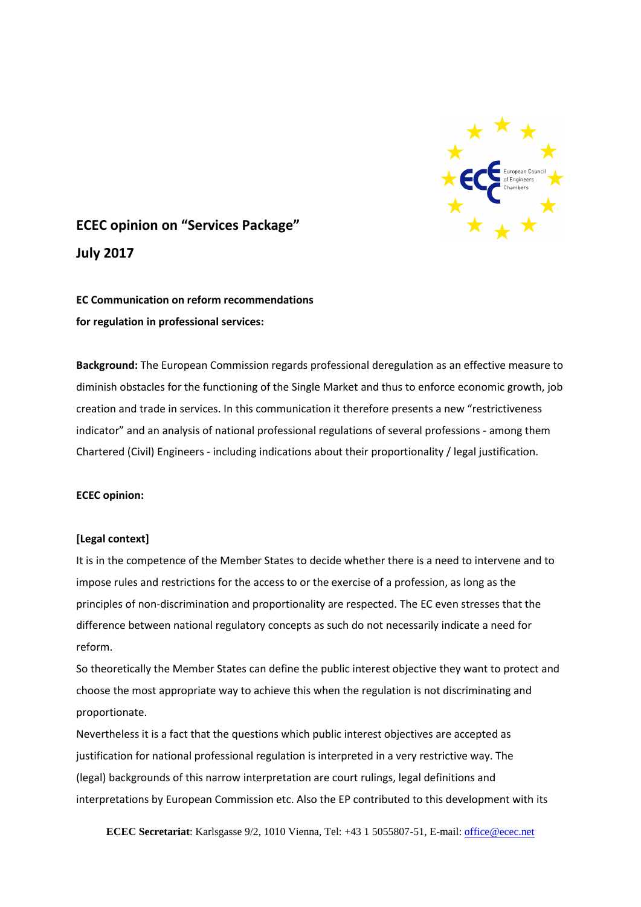**ECEC opinion on "Services Package"**

**July 2017**

**EC Communication on reform recommendations for regulation in professional services:**

**Background:** The European Commission regards professional deregulation as an effective measure to diminish obstacles for the functioning of the Single Market and thus to enforce economic growth, job creation and trade in services. In this communication it therefore presents a new "restrictiveness indicator" and an analysis of national professional regulations of several professions - among them Chartered (Civil) Engineers - including indications about their proportionality / legal justification.

**ECEC opinion:**

**[Legal context]**

It is in the competence of the Member States to decide whether there is a need to intervene and to impose rules and restrictions for the access to or the exercise of a profession, as long as the principles of non-discrimination and proportionality are respected. The EC even stresses that the difference between national regulatory concepts as such do not necessarily indicate a need for reform.

So theoretically the Member States can define the public interest objective they want to protect and choose the most appropriate way to achieve this when the regulation is not discriminating and proportionate.

Nevertheless it is a fact that the questions which public interest objectives are accepted as justification for national professional regulation is interpreted in a very restrictive way. The (legal) backgrounds of this narrow interpretation are court rulings, legal definitions and interpretations by European Commission etc. Also the EP contributed to this development with its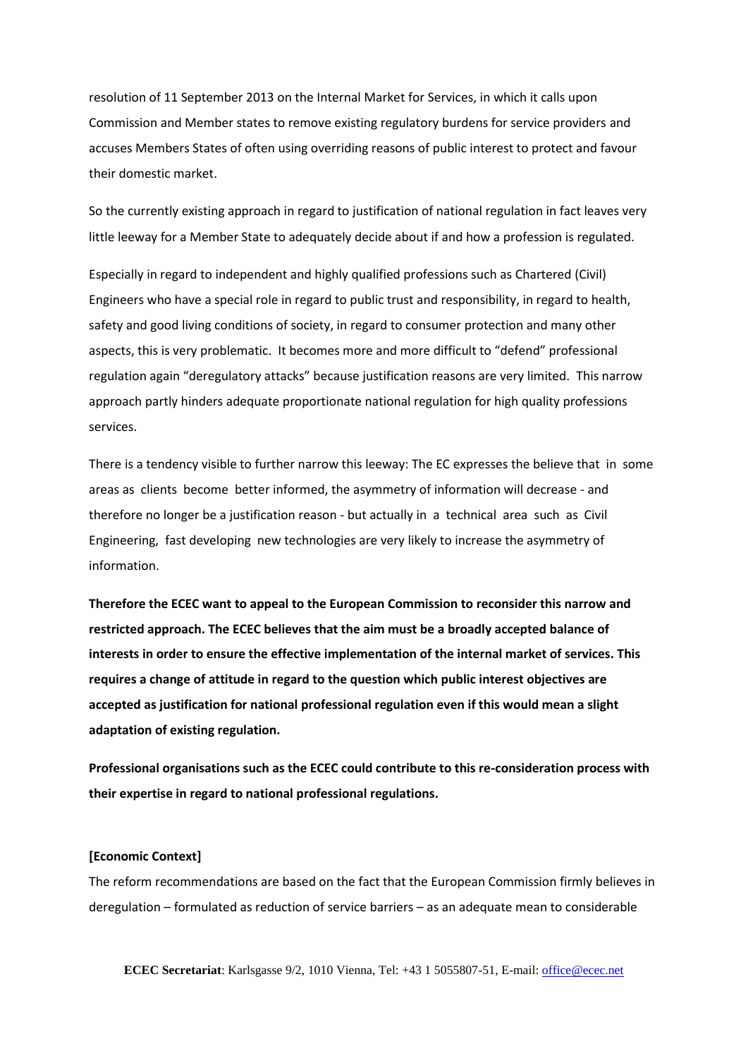resolution of 11 September 2013 on the Internal Market for Services, in which it calls upon Commission and Member states to remove existing regulatory burdens for service providers and accuses Members States of often using overriding reasons of public interest to protect and favour their domestic market.

So the currently existing approach in regard to justification of national regulation in fact leaves very little leeway for a Member State to adequately decide about if and how a profession is regulated.

Especially in regard to independent and highly qualified professions such as Chartered (Civil) Engineers who have a special role in regard to public trust and responsibility, in regard to health, safety and good living conditions of society, in regard to consumer protection and many other aspects, this is very problematic. It becomes more and more difficult to "defend" professional regulation again "deregulatory attacks" because justification reasons are very limited. This narrow approach partly hinders adequate proportionate national regulation for high quality professions services.

There is a tendency visible to further narrow this leeway: The EC expresses the believe that in some areas as clients become better informed, the asymmetry of information will decrease - and therefore no longer be a justification reason - but actually in a technical area such as Civil Engineering, fast developing new technologies are very likely to increase the asymmetry of information.

**Therefore the ECEC want to appeal to the European Commission to reconsider this narrow and restricted approach. The ECEC believes that the aim must be a broadly accepted balance of interests in order to ensure the effective implementation of the internal market of services. This requires a change of attitude in regard to the question which public interest objectives are accepted as justification for national professional regulation even if this would mean a slight adaptation of existing regulation.**

**Professional organisations such as the ECEC could contribute to this re-consideration process with their expertise in regard to national professional regulations.**

**[Economic Context]**

The reform recommendations are based on the fact that the European Commission firmly believes in deregulation – formulated as reduction of service barriers – as an adequate mean to considerable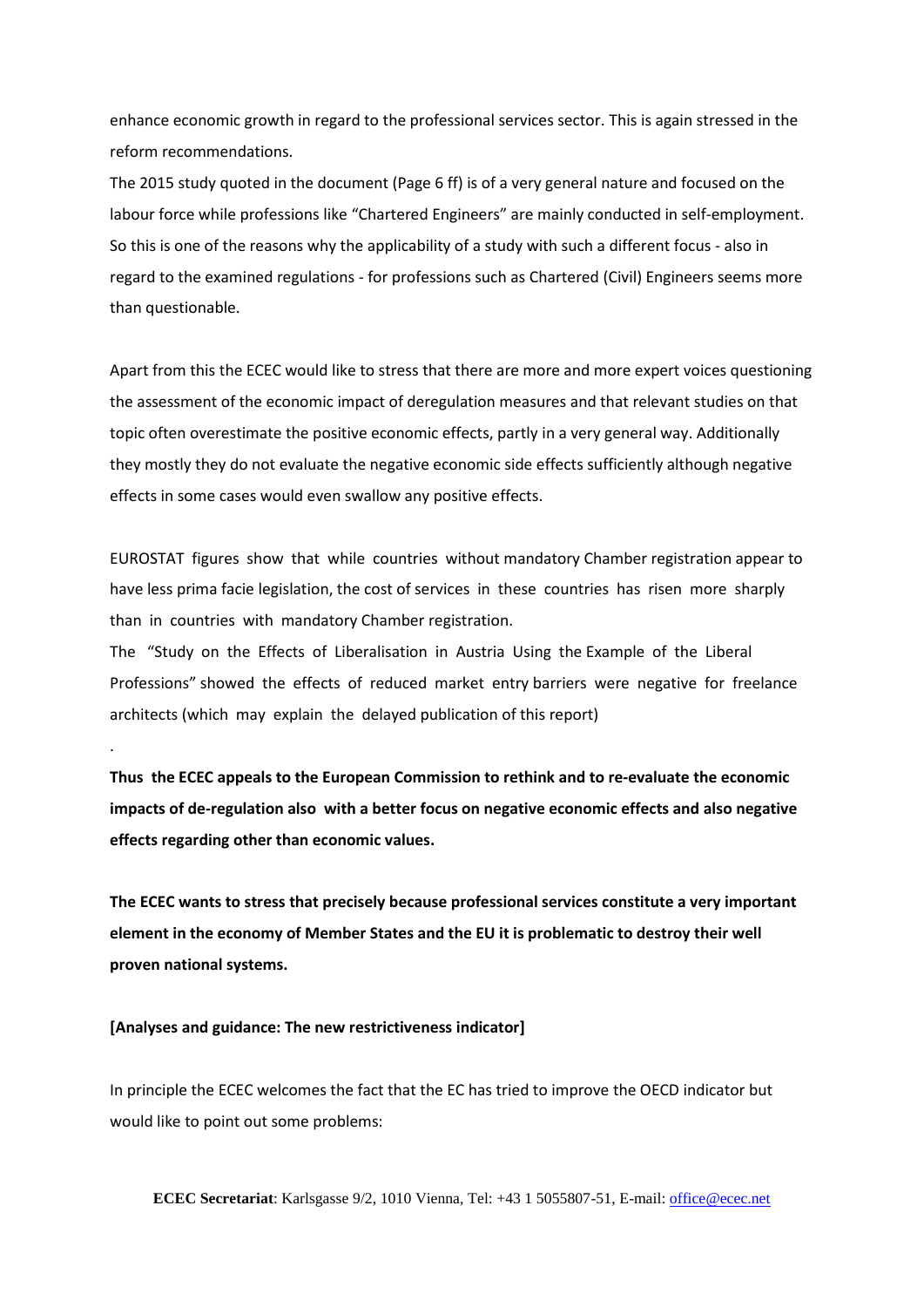enhance economic growth in regard to the professional services sector. This is again stressed in the reform recommendations.

The 2015 study quoted in the document (Page 6 ff) is of a very general nature and focused on the labour force while professions like "Chartered Engineers" are mainly conducted in self-employment. So this is one of the reasons why the applicability of a study with such a different focus - also in regard to the examined regulations - for professions such as Chartered (Civil) Engineers seems more than questionable.

Apart from this the ECEC would like to stress that there are more and more expert voices questioning the assessment of the economic impact of deregulation measures and that relevant studies on that topic often overestimate the positive economic effects, partly in a very general way. Additionally they mostly they do not evaluate the negative economic side effects sufficiently although negative effects in some cases would even swallow any positive effects.

EUROSTAT figures show that while countries without mandatory Chamber registration appear to have less prima facie legislation, the cost of services in these countries has risen more sharply than in countries with mandatory Chamber registration.

The "Study on the Effects of Liberalisation in Austria Using the Example of the Liberal Professions" showed the effects of reduced market entry barriers were negative for freelance architects (which may explain the delayed publication of this report)

.

**Thus the ECEC appeals to the European Commission to rethink and to re-evaluate the economic impacts of de-regulation also with a better focus on negative economic effects and also negative effects regarding other than economic values.**

**The ECEC wants to stress that precisely because professional services constitute a very important element in the economy of Member States and the EU it is problematic to destroy their well proven national systems.**

**[Analyses and guidance: The new restrictiveness indicator]**

In principle the ECEC welcomes the fact that the EC has tried to improve the OECD indicator but would like to point out some problems: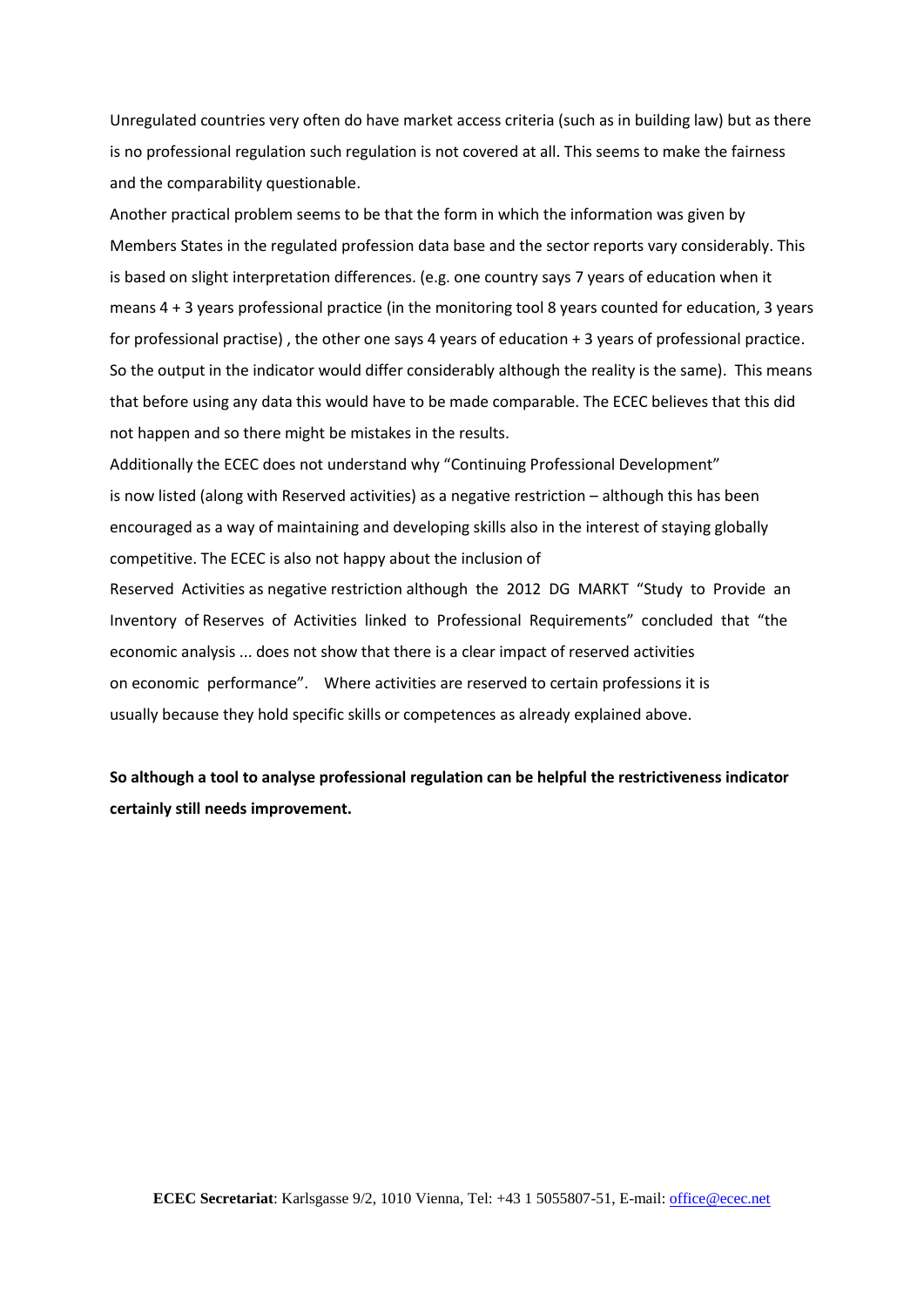Unregulated countries very often do have market access criteria (such as in building law) but as there is no professional regulation such regulation is not covered at all. This seems to make the fairness and the comparability questionable.

Another practical problem seems to be that the form in which the information was given by Members States in the regulated profession data base and the sector reports vary considerably. This is based on slight interpretation differences. (e.g. one country says 7 years of education when it means 4 + 3 years professional practice (in the monitoring tool 8 years counted for education, 3 years for professional practise) , the other one says 4 years of education + 3 years of professional practice. So the output in the indicator would differ considerably although the reality is the same). This means that before using any data this would have to be made comparable. The ECEC believes that this did not happen and so there might be mistakes in the results.

Additionally the ECEC does not understand why "Continuing Professional Development" is now listed (along with Reserved activities) as a negative restriction – although this has been encouraged as a way of maintaining and developing skills also in the interest of staying globally competitive. The ECEC is also not happy about the inclusion of Reserved Activities as negative restriction although the 2012 DG MARKT "Study to Provide an Inventory of Reserves of Activities linked to Professional Requirements" concluded that "the economic analysis ... does not show that there is a clear impact of reserved activities on economic performance". Where activities are reserved to certain professions it is usually because they hold specific skills or competences as already explained above.

**So although a tool to analyse professional regulation can be helpful the restrictiveness indicator certainly still needs improvement.**

**ECEC Secretariat**: Karlsgasse 9/2, 1010 Vienna, Tel: +43 1 5055807-51, E-mail: office@ecec.net